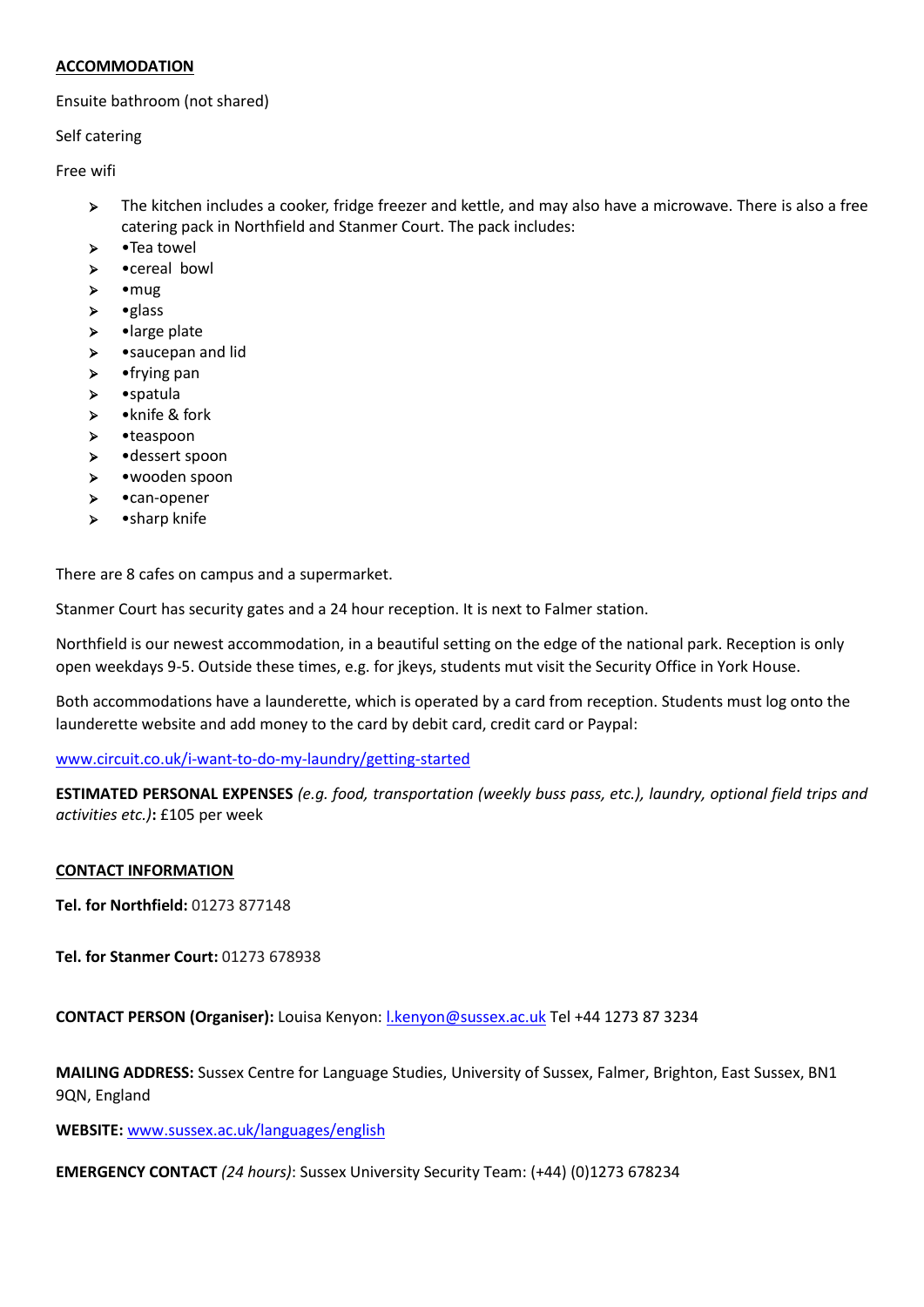**ACCOMMODATION**

Ensuite bathroom (not shared)

Self catering

Free wifi

- The kitchen includes a cooker, fridge freezer and kettle, and may also have a microwave. There is also a free catering pack in Northfield and Stanmer Court. The pack includes:
- •Tea towel
- •cereal bowl
- •mug
- •glass
- •large plate
- •saucepan and lid
- •frying pan
- •spatula
- •knife & fork
- •teaspoon
- •dessert spoon
- •wooden spoon
- •can-opener
- •sharp knife

There are 8 cafes on campus and a supermarket.

Stanmer Court has security gates and a 24 hour reception. It is next to Falmer station.

Northfield is our newest accommodation, in a beautiful setting on the edge of the national park. Reception is only open weekdays 9-5. Outside these times, e.g. for jkeys, students mut visit the Security Office in York House.

Both accommodations have a launderette, which is operated by a card from reception. Students must log onto the launderette website and add money to the card by debit card, credit card or Paypal:

[www.circuit.co.uk/i-want-to-do-my-laundry/getting-started](www.circuit.co.uk/i-want-to-do-my-laundry/getting-started)

**ESTIMATED PERSONAL EXPENSES** *(e.g. food, transportation (weekly buss pass, etc.), laundry, optional field trips and activities etc.)***:** £105 per week

**CONTACT INFORMATION**

**Tel. for Northfield:** 01273 877148

**Tel. for Stanmer Court:** 01273 678938

**CONTACT PERSON (Organiser):** Louisa Kenyon: [l.kenyon@sussex.ac.uk](mailto:l.kenyon@sussex.ac.uk) Tel +44 1273 87 3234

**MAILING ADDRESS:** Sussex Centre for Language Studies, University of Sussex, Falmer, Brighton, East Sussex, BN1 9QN, England

**WEBSITE:** [www.sussex.ac.uk/languages/english](www.sussex.ac.uk/languages/english)

**EMERGENCY CONTACT** *(24 hours)*: Sussex University Security Team: (+44) (0)1273 678234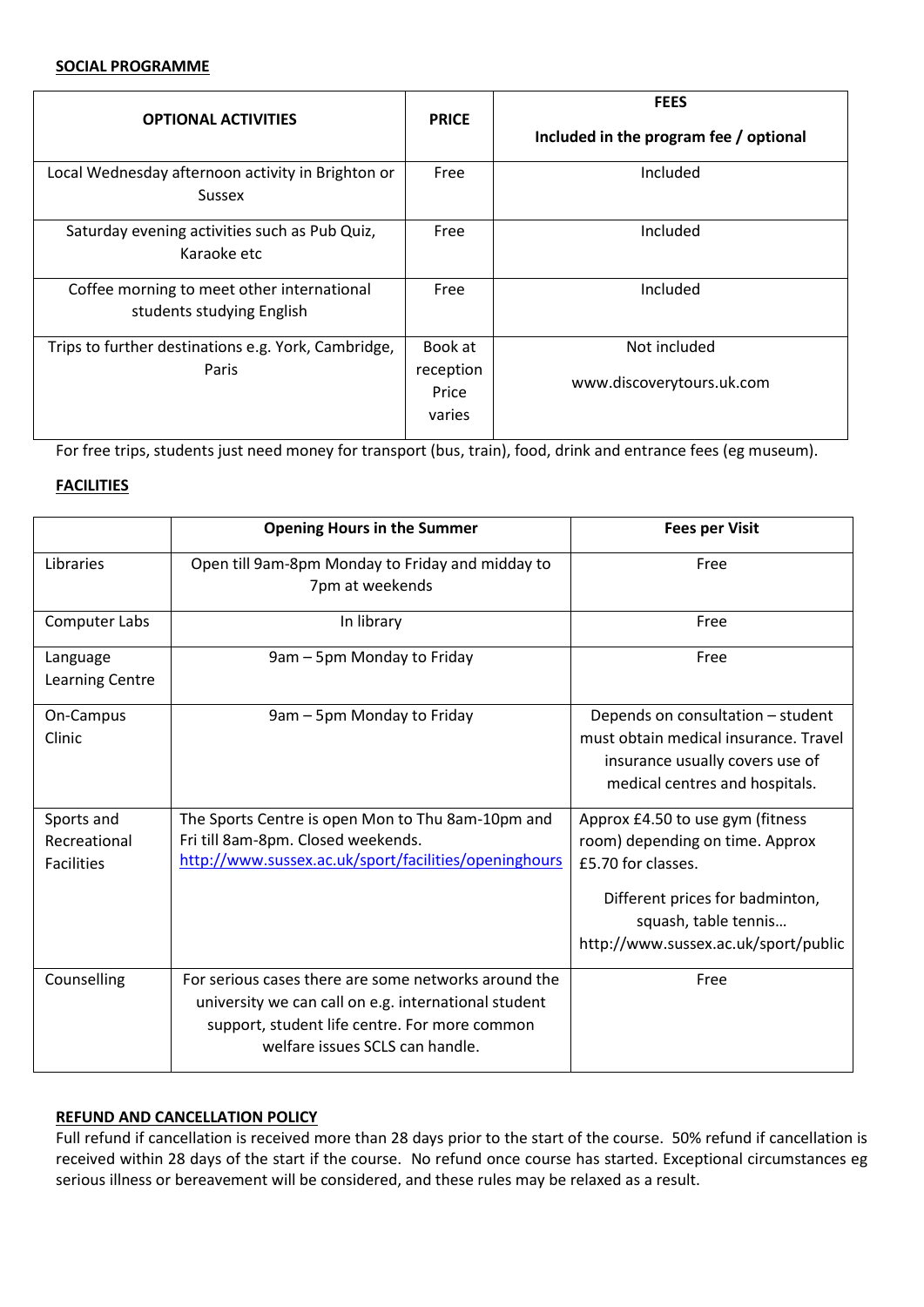**SOCIAL PROGRAMME**

| OPTIONAL ACTIVITIES | PRICE | FEES<br>Included in the program fee / optional |
|---|---|---|
| Local Wednesday afternoon activity in Brighton or Sussex | Free | Included |
| Saturday evening activities such as Pub Quiz, Karaoke etc | Free | Included |
| Coffee morning to meet other international students studying English | Free | Included |
| Trips to further destinations e.g. York, Cambridge, Paris | Book at reception Price varies | Not included<br>www.discoverytours.uk.com |

For free trips, students just need money for transport (bus, train), food, drink and entrance fees (eg museum).

**FACILITIES**

| | Opening Hours in the Summer | Fees per Visit |
|---|---|---|
| Libraries | Open till 9am-8pm Monday to Friday and midday to 7pm at weekends | Free |
| Computer Labs | In library | Free |
| Language Learning Centre | 9am – 5pm Monday to Friday | Free |
| On-Campus Clinic | 9am – 5pm Monday to Friday | Depends on consultation – student must obtain medical insurance. Travel insurance usually covers use of medical centres and hospitals. |
| Sports and Recreational Facilities | The Sports Centre is open Mon to Thu 8am-10pm and Fri till 8am-8pm. Closed weekends. http://www.sussex.ac.uk/sport/facilities/openinghours | Approx £4.50 to use gym (fitness room) depending on time. Approx £5.70 for classes.<br>Different prices for badminton, squash, table tennis… http://www.sussex.ac.uk/sport/public |
| Counselling | For serious cases there are some networks around the university we can call on e.g. international student support, student life centre. For more common welfare issues SCLS can handle. | Free |

**REFUND AND CANCELLATION POLICY**

Full refund if cancellation is received more than 28 days prior to the start of the course. 50% refund if cancellation is received within 28 days of the start if the course. No refund once course has started. Exceptional circumstances eg serious illness or bereavement will be considered, and these rules may be relaxed as a result.